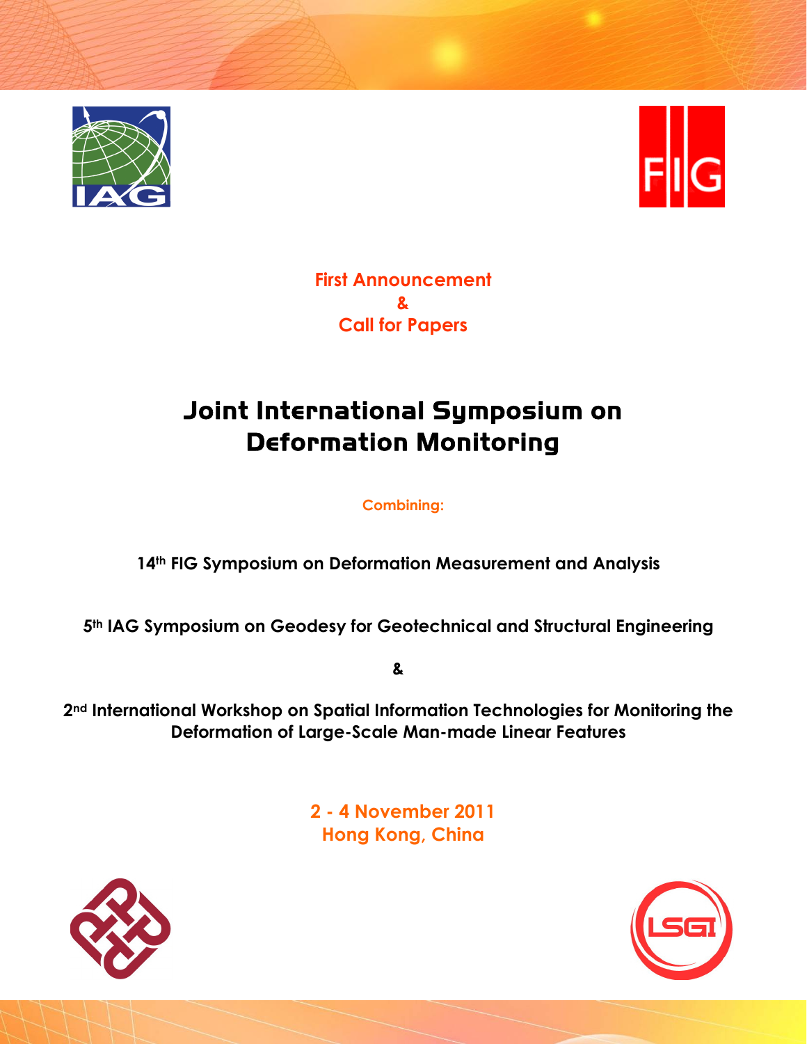**First Announcement**
**&**
**Call for Papers**

# Joint International Symposium on Deformation Monitoring

**Combining:**

**14th FIG Symposium on Deformation Measurement and Analysis**

**5th IAG Symposium on Geodesy for Geotechnical and Structural Engineering**

**&**

**2nd International Workshop on Spatial Information Technologies for Monitoring the Deformation of Large-Scale Man-made Linear Features**

**2 - 4 November 2011**
**Hong Kong, China**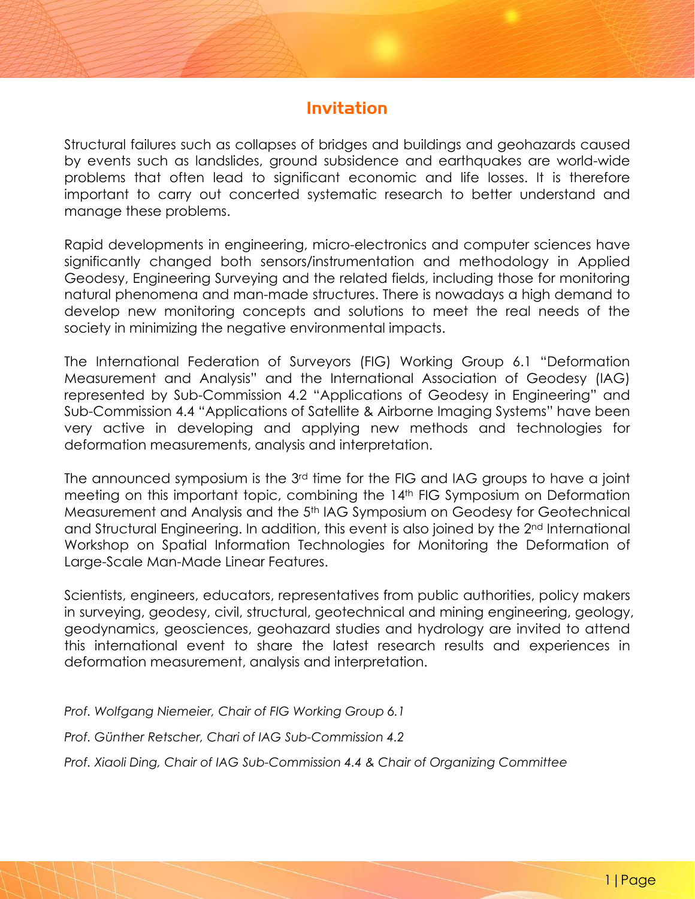## Invitation

Structural failures such as collapses of bridges and buildings and geohazards caused by events such as landslides, ground subsidence and earthquakes are world-wide problems that often lead to significant economic and life losses. It is therefore important to carry out concerted systematic research to better understand and manage these problems.

Rapid developments in engineering, micro-electronics and computer sciences have significantly changed both sensors/instrumentation and methodology in Applied Geodesy, Engineering Surveying and the related fields, including those for monitoring natural phenomena and man-made structures. There is nowadays a high demand to develop new monitoring concepts and solutions to meet the real needs of the society in minimizing the negative environmental impacts.

The International Federation of Surveyors (FIG) Working Group 6.1 "Deformation Measurement and Analysis" and the International Association of Geodesy (IAG) represented by Sub-Commission 4.2 "Applications of Geodesy in Engineering" and Sub-Commission 4.4 "Applications of Satellite & Airborne Imaging Systems" have been very active in developing and applying new methods and technologies for deformation measurements, analysis and interpretation.

The announced symposium is the 3rd time for the FIG and IAG groups to have a joint meeting on this important topic, combining the 14th FIG Symposium on Deformation Measurement and Analysis and the 5th IAG Symposium on Geodesy for Geotechnical and Structural Engineering. In addition, this event is also joined by the 2nd International Workshop on Spatial Information Technologies for Monitoring the Deformation of Large-Scale Man-Made Linear Features.

Scientists, engineers, educators, representatives from public authorities, policy makers in surveying, geodesy, civil, structural, geotechnical and mining engineering, geology, geodynamics, geosciences, geohazard studies and hydrology are invited to attend this international event to share the latest research results and experiences in deformation measurement, analysis and interpretation.

*Prof. Wolfgang Niemeier, Chair of FIG Working Group 6.1*

*Prof. Günther Retscher, Chari of IAG Sub-Commission 4.2*

*Prof. Xiaoli Ding, Chair of IAG Sub-Commission 4.4 & Chair of Organizing Committee*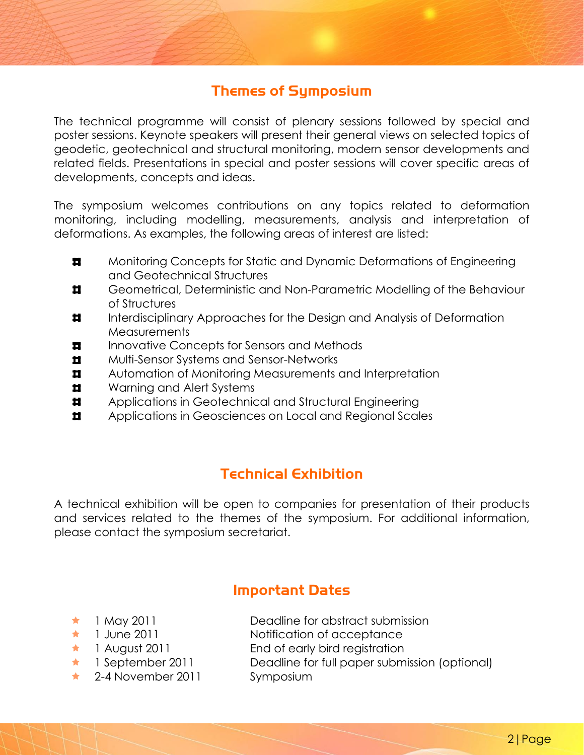## Themes of Symposium

The technical programme will consist of plenary sessions followed by special and poster sessions. Keynote speakers will present their general views on selected topics of geodetic, geotechnical and structural monitoring, modern sensor developments and related fields. Presentations in special and poster sessions will cover specific areas of developments, concepts and ideas.

The symposium welcomes contributions on any topics related to deformation monitoring, including modelling, measurements, analysis and interpretation of deformations. As examples, the following areas of interest are listed:

- Monitoring Concepts for Static and Dynamic Deformations of Engineering and Geotechnical Structures
- Geometrical, Deterministic and Non-Parametric Modelling of the Behaviour of Structures
- Interdisciplinary Approaches for the Design and Analysis of Deformation Measurements
- Innovative Concepts for Sensors and Methods
- Multi-Sensor Systems and Sensor-Networks
- Automation of Monitoring Measurements and Interpretation
- Warning and Alert Systems
- Applications in Geotechnical and Structural Engineering
- Applications in Geosciences on Local and Regional Scales

## Technical Exhibition

A technical exhibition will be open to companies for presentation of their products and services related to the themes of the symposium. For additional information, please contact the symposium secretariat.

## Important Dates

- 1 May 2011 — Deadline for abstract submission
- 1 June 2011 — Notification of acceptance
- 1 August 2011 — End of early bird registration
- 1 September 2011 — Deadline for full paper submission (optional)
- 2-4 November 2011 — Symposium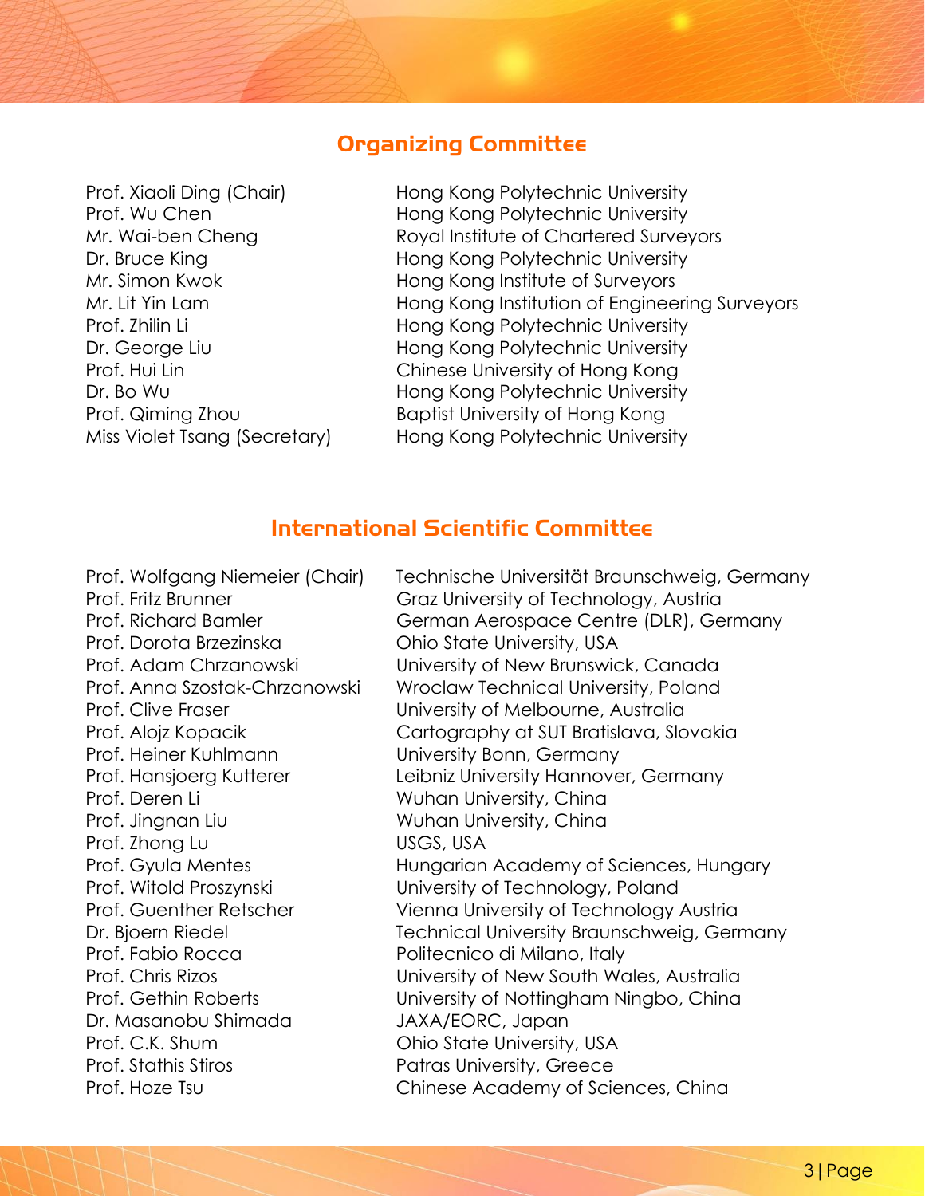## Organizing Committee

| | |
|---|---|
| Prof. Xiaoli Ding (Chair) | Hong Kong Polytechnic University |
| Prof. Wu Chen | Hong Kong Polytechnic University |
| Mr. Wai-ben Cheng | Royal Institute of Chartered Surveyors |
| Dr. Bruce King | Hong Kong Polytechnic University |
| Mr. Simon Kwok | Hong Kong Institute of Surveyors |
| Mr. Lit Yin Lam | Hong Kong Institution of Engineering Surveyors |
| Prof. Zhilin Li | Hong Kong Polytechnic University |
| Dr. George Liu | Hong Kong Polytechnic University |
| Prof. Hui Lin | Chinese University of Hong Kong |
| Dr. Bo Wu | Hong Kong Polytechnic University |
| Prof. Qiming Zhou | Baptist University of Hong Kong |
| Miss Violet Tsang (Secretary) | Hong Kong Polytechnic University |

## International Scientific Committee

| | |
|---|---|
| Prof. Wolfgang Niemeier (Chair) | Technische Universität Braunschweig, Germany |
| Prof. Fritz Brunner | Graz University of Technology, Austria |
| Prof. Richard Bamler | German Aerospace Centre (DLR), Germany |
| Prof. Dorota Brzezinska | Ohio State University, USA |
| Prof. Adam Chrzanowski | University of New Brunswick, Canada |
| Prof. Anna Szostak-Chrzanowski | Wroclaw Technical University, Poland |
| Prof. Clive Fraser | University of Melbourne, Australia |
| Prof. Alojz Kopacik | Cartography at SUT Bratislava, Slovakia |
| Prof. Heiner Kuhlmann | University Bonn, Germany |
| Prof. Hansjoerg Kutterer | Leibniz University Hannover, Germany |
| Prof. Deren Li | Wuhan University, China |
| Prof. Jingnan Liu | Wuhan University, China |
| Prof. Zhong Lu | USGS, USA |
| Prof. Gyula Mentes | Hungarian Academy of Sciences, Hungary |
| Prof. Witold Proszynski | University of Technology, Poland |
| Prof. Guenther Retscher | Vienna University of Technology Austria |
| Dr. Bjoern Riedel | Technical University Braunschweig, Germany |
| Prof. Fabio Rocca | Politecnico di Milano, Italy |
| Prof. Chris Rizos | University of New South Wales, Australia |
| Prof. Gethin Roberts | University of Nottingham Ningbo, China |
| Dr. Masanobu Shimada | JAXA/EORC, Japan |
| Prof. C.K. Shum | Ohio State University, USA |
| Prof. Stathis Stiros | Patras University, Greece |
| Prof. Hoze Tsu | Chinese Academy of Sciences, China |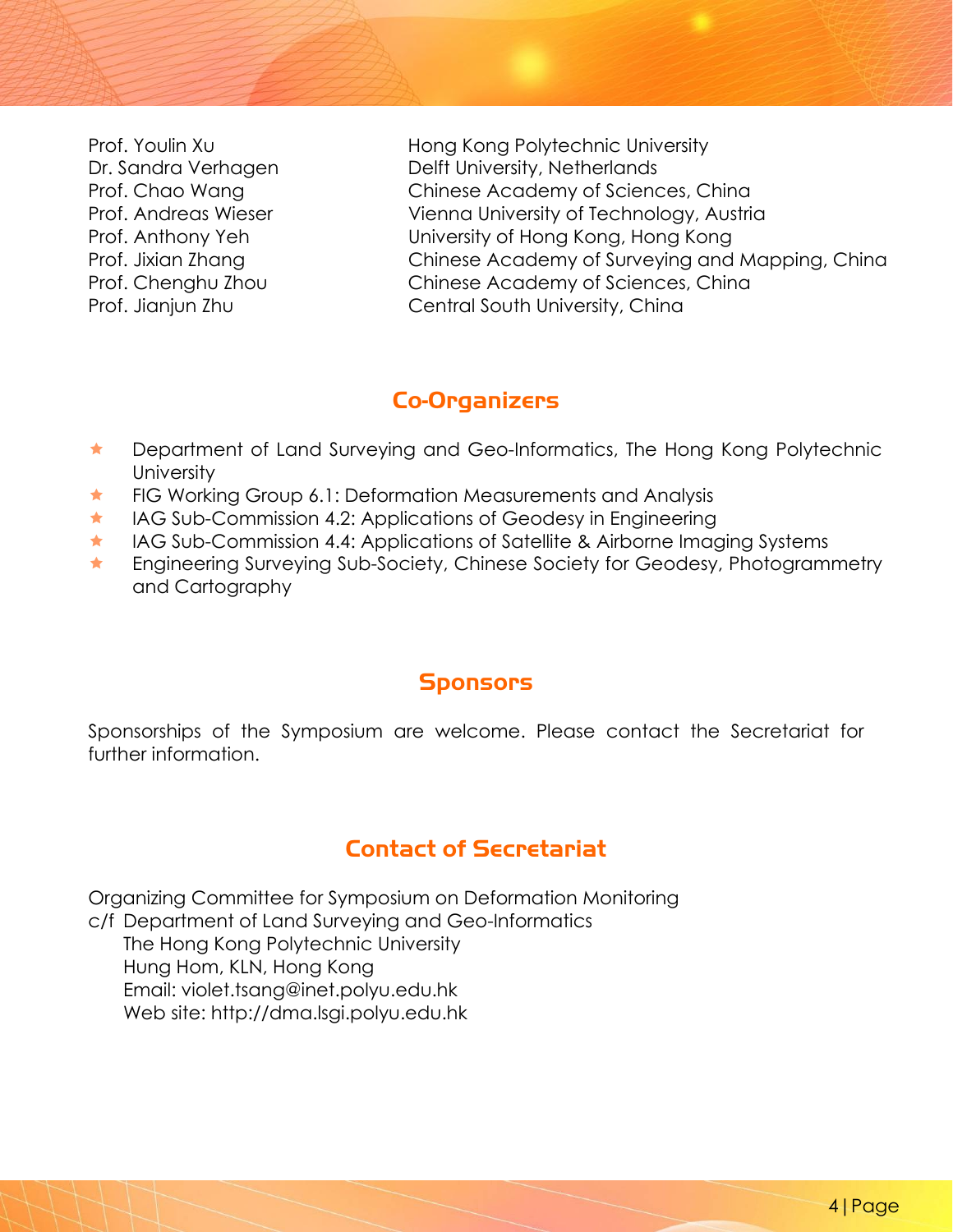| | |
|---|---|
| Prof. Youlin Xu | Hong Kong Polytechnic University |
| Dr. Sandra Verhagen | Delft University, Netherlands |
| Prof. Chao Wang | Chinese Academy of Sciences, China |
| Prof. Andreas Wieser | Vienna University of Technology, Austria |
| Prof. Anthony Yeh | University of Hong Kong, Hong Kong |
| Prof. Jixian Zhang | Chinese Academy of Surveying and Mapping, China |
| Prof. Chenghu Zhou | Chinese Academy of Sciences, China |
| Prof. Jianjun Zhu | Central South University, China |

## Co-Organizers

- Department of Land Surveying and Geo-Informatics, The Hong Kong Polytechnic University
- FIG Working Group 6.1: Deformation Measurements and Analysis
- IAG Sub-Commission 4.2: Applications of Geodesy in Engineering
- IAG Sub-Commission 4.4: Applications of Satellite & Airborne Imaging Systems
- Engineering Surveying Sub-Society, Chinese Society for Geodesy, Photogrammetry and Cartography

## Sponsors

Sponsorships of the Symposium are welcome. Please contact the Secretariat for further information.

## Contact of Secretariat

Organizing Committee for Symposium on Deformation Monitoring
c/f Department of Land Surveying and Geo-Informatics
The Hong Kong Polytechnic University
Hung Hom, KLN, Hong Kong
Email: violet.tsang@inet.polyu.edu.hk
Web site: http://dma.lsgi.polyu.edu.hk